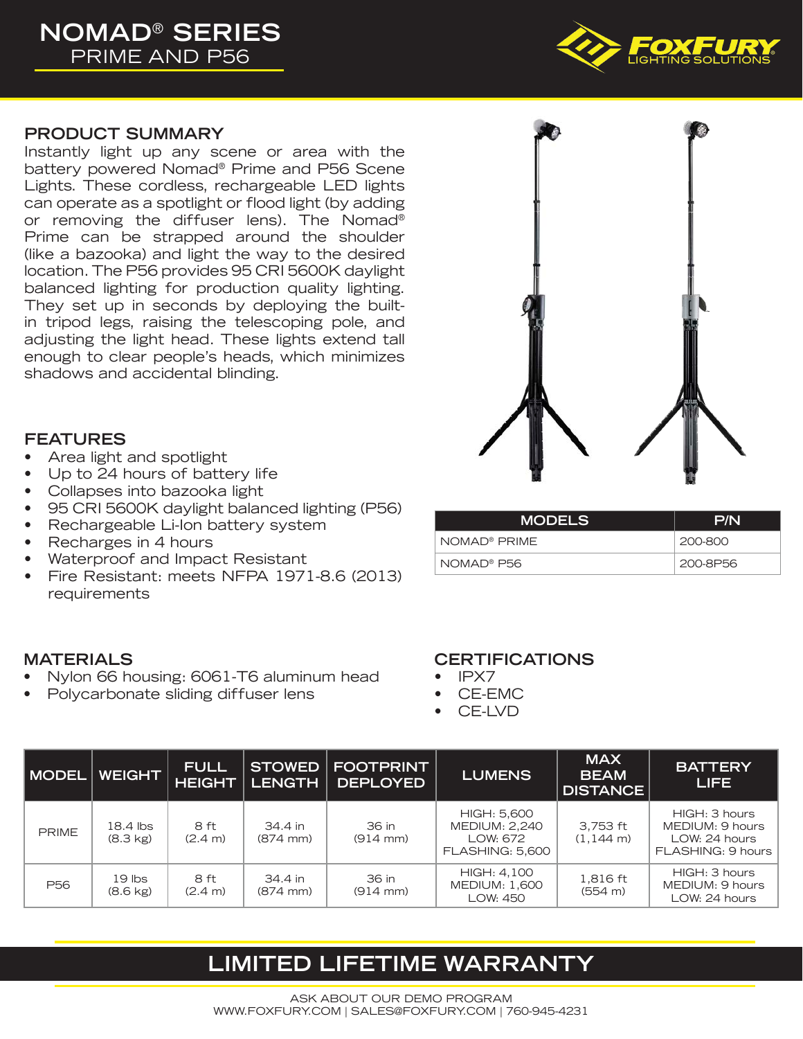# NOMAD® SERIES
## PRIME AND P56

FOXFURY LIGHTING SOLUTIONS

## PRODUCT SUMMARY

Instantly light up any scene or area with the battery powered Nomad® Prime and P56 Scene Lights. These cordless, rechargeable LED lights can operate as a spotlight or flood light (by adding or removing the diffuser lens). The Nomad® Prime can be strapped around the shoulder (like a bazooka) and light the way to the desired location. The P56 provides 95 CRI 5600K daylight balanced lighting for production quality lighting. They set up in seconds by deploying the built-in tripod legs, raising the telescoping pole, and adjusting the light head. These lights extend tall enough to clear people's heads, which minimizes shadows and accidental blinding.

## FEATURES

- Area light and spotlight
- Up to 24 hours of battery life
- Collapses into bazooka light
- 95 CRI 5600K daylight balanced lighting (P56)
- Rechargeable Li-Ion battery system
- Recharges in 4 hours
- Waterproof and Impact Resistant
- Fire Resistant: meets NFPA 1971-8.6 (2013) requirements

| MODELS | P/N |
|---|---|
| NOMAD® PRIME | 200-800 |
| NOMAD® P56 | 200-8P56 |

## MATERIALS

- Nylon 66 housing: 6061-T6 aluminum head
- Polycarbonate sliding diffuser lens

## CERTIFICATIONS

- IPX7
- CE-EMC
- CE-LVD

| MODEL | WEIGHT | FULL HEIGHT | STOWED LENGTH | FOOTPRINT DEPLOYED | LUMENS | MAX BEAM DISTANCE | BATTERY LIFE |
|---|---|---|---|---|---|---|---|
| PRIME | 18.4 lbs (8.3 kg) | 8 ft (2.4 m) | 34.4 in (874 mm) | 36 in (914 mm) | HIGH: 5,600<br>MEDIUM: 2,240<br>LOW: 672<br>FLASHING: 5,600 | 3,753 ft (1,144 m) | HIGH: 3 hours<br>MEDIUM: 9 hours<br>LOW: 24 hours<br>FLASHING: 9 hours |
| P56 | 19 lbs (8.6 kg) | 8 ft (2.4 m) | 34.4 in (874 mm) | 36 in (914 mm) | HIGH: 4,100<br>MEDIUM: 1,600<br>LOW: 450 | 1,816 ft (554 m) | HIGH: 3 hours<br>MEDIUM: 9 hours<br>LOW: 24 hours |

## LIMITED LIFETIME WARRANTY

ASK ABOUT OUR DEMO PROGRAM
WWW.FOXFURY.COM | SALES@FOXFURY.COM | 760-945-4231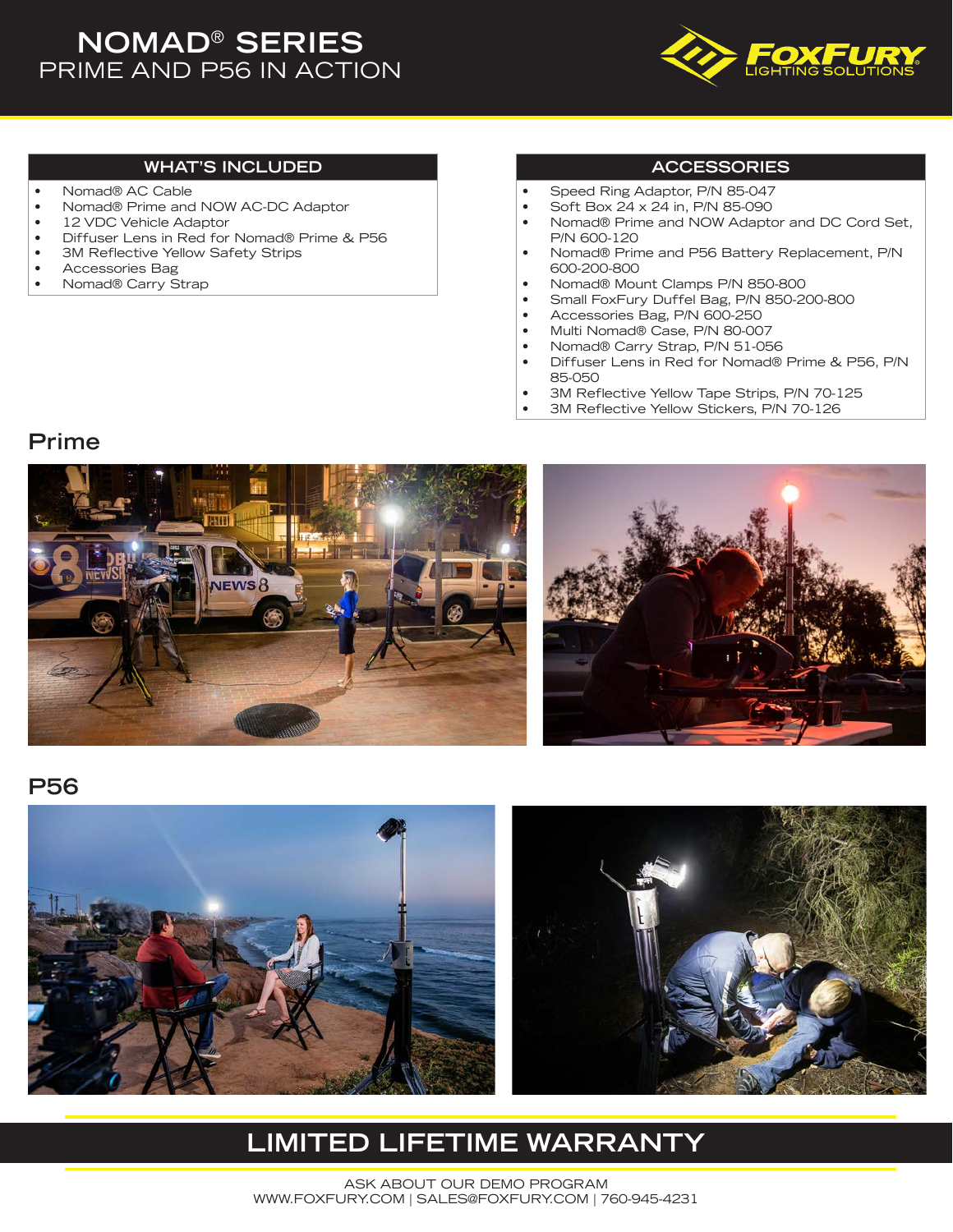# NOMAD® SERIES
## PRIME AND P56 IN ACTION

FOXFURY LIGHTING SOLUTIONS

### WHAT'S INCLUDED

- Nomad® AC Cable
- Nomad® Prime and NOW AC-DC Adaptor
- 12 VDC Vehicle Adaptor
- Diffuser Lens in Red for Nomad® Prime & P56
- 3M Reflective Yellow Safety Strips
- Accessories Bag
- Nomad® Carry Strap

### ACCESSORIES

- Speed Ring Adaptor, P/N 85-047
- Soft Box 24 x 24 in, P/N 85-090
- Nomad® Prime and NOW Adaptor and DC Cord Set, P/N 600-120
- Nomad® Prime and P56 Battery Replacement, P/N 600-200-800
- Nomad® Mount Clamps P/N 850-800
- Small FoxFury Duffel Bag, P/N 850-200-800
- Accessories Bag, P/N 600-250
- Multi Nomad® Case, P/N 80-007
- Nomad® Carry Strap, P/N 51-056
- Diffuser Lens in Red for Nomad® Prime & P56, P/N 85-050
- 3M Reflective Yellow Tape Strips, P/N 70-125
- 3M Reflective Yellow Stickers, P/N 70-126

## Prime

## P56

## LIMITED LIFETIME WARRANTY

ASK ABOUT OUR DEMO PROGRAM
WWW.FOXFURY.COM | SALES@FOXFURY.COM | 760-945-4231